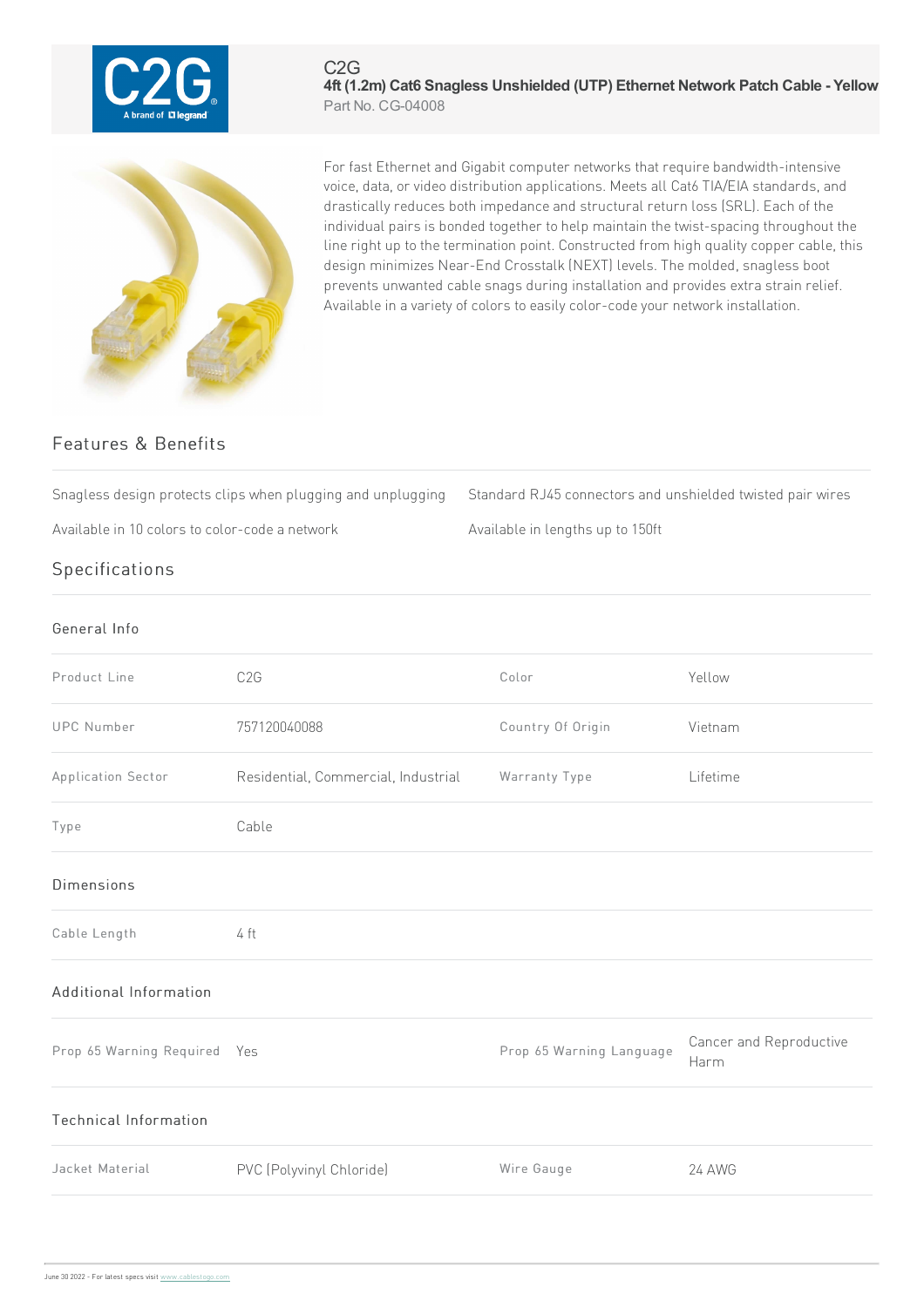C2G

# 4ft (1.2m) Cat6 Snagless Unshielded (UTP) Ethernet Network Patch Cable - Yellow

Part No. CG-04008

For fast Ethernet and Gigabit computer networks that require bandwidth-intensive voice, data, or video distribution applications. Meets all Cat6 TIA/EIA standards, and drastically reduces both impedance and structural return loss (SRL). Each of the individual pairs is bonded together to help maintain the twist-spacing throughout the line right up to the termination point. Constructed from high quality copper cable, this design minimizes Near-End Crosstalk (NEXT) levels. The molded, snagless boot prevents unwanted cable snags during installation and provides extra strain relief. Available in a variety of colors to easily color-code your network installation.

## Features & Benefits

- Snagless design protects clips when plugging and unplugging
- Standard RJ45 connectors and unshielded twisted pair wires
- Available in 10 colors to color-code a network
- Available in lengths up to 150ft

## Specifications

### General Info

| | | | |
|---|---|---|---|
| Product Line | C2G | Color | Yellow |
| UPC Number | 757120040088 | Country Of Origin | Vietnam |
| Application Sector | Residential, Commercial, Industrial | Warranty Type | Lifetime |
| Type | Cable | | |

### Dimensions

| | |
|---|---|
| Cable Length | 4 ft |

### Additional Information

| | | | |
|---|---|---|---|
| Prop 65 Warning Required | Yes | Prop 65 Warning Language | Cancer and Reproductive Harm |

### Technical Information

| | | | |
|---|---|---|---|
| Jacket Material | PVC (Polyvinyl Chloride) | Wire Gauge | 24 AWG |

June 30 2022 - For latest specs visit www.cablestogo.com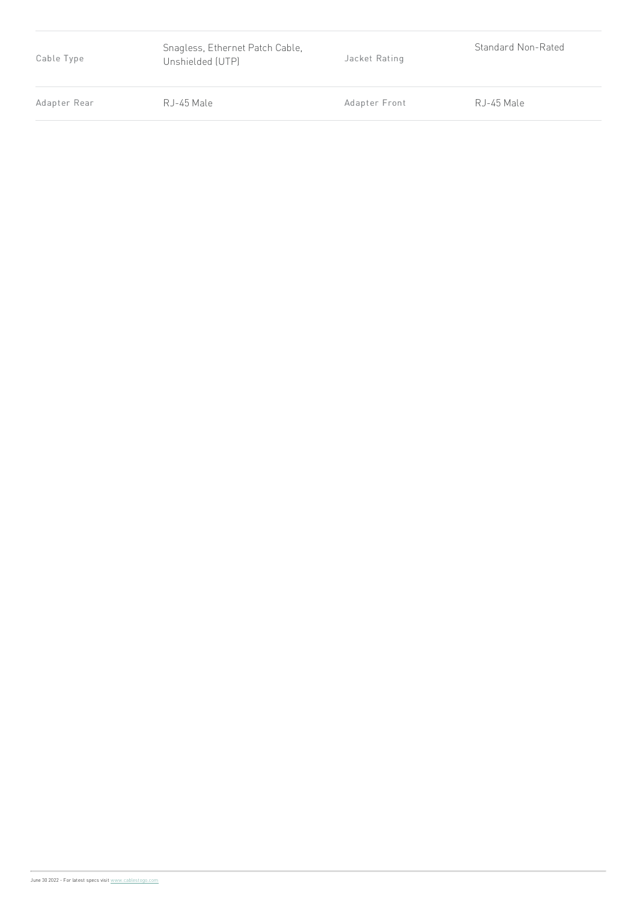| | | | |
|---|---|---|---|
| Cable Type | Snagless, Ethernet Patch Cable, Unshielded (UTP) | Jacket Rating | Standard Non-Rated |
| Adapter Rear | RJ-45 Male | Adapter Front | RJ-45 Male |